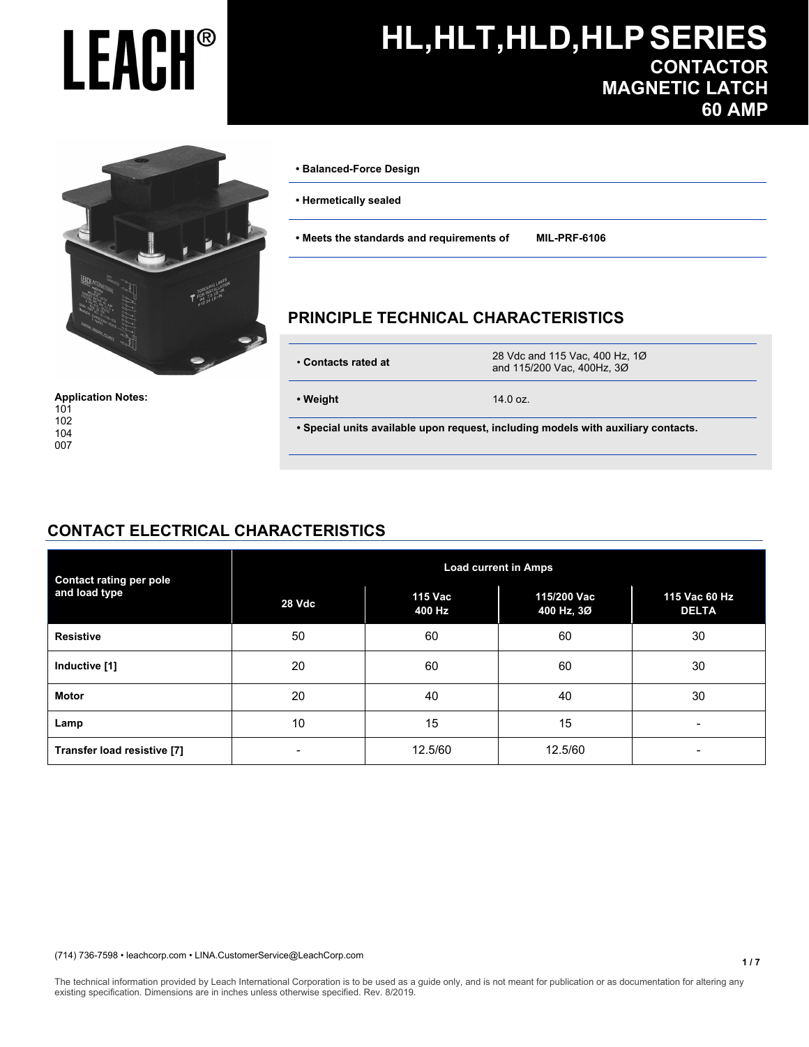# LEACH®

# HL,HLT,HLD,HLP SERIES

## CONTACTOR MAGNETIC LATCH 60 AMP

- **Balanced-Force Design**
- **Hermetically sealed**
- **Meets the standards and requirements of** **MIL-PRF-6106**

**Application Notes:**
101
102
104
007

## PRINCIPLE TECHNICAL CHARACTERISTICS

| | |
|---|---|
| • **Contacts rated at** | 28 Vdc and 115 Vac, 400 Hz, 1Ø and 115/200 Vac, 400Hz, 3Ø |
| • **Weight** | 14.0 oz. |

- **Special units available upon request, including models with auxiliary contacts.**

## CONTACT ELECTRICAL CHARACTERISTICS

| Contact rating per pole and load type | Load current in Amps | | | |
|---|---|---|---|---|
| | 28 Vdc | 115 Vac 400 Hz | 115/200 Vac 400 Hz, 3Ø | 115 Vac 60 Hz DELTA |
| **Resistive** | 50 | 60 | 60 | 30 |
| **Inductive [1]** | 20 | 60 | 60 | 30 |
| **Motor** | 20 | 40 | 40 | 30 |
| **Lamp** | 10 | 15 | 15 | - |
| **Transfer load resistive [7]** | - | 12.5/60 | 12.5/60 | - |

(714) 736-7598 • leachcorp.com • LINA.CustomerService@LeachCorp.com

The technical information provided by Leach International Corporation is to be used as a guide only, and is not meant for publication or as documentation for altering any existing specification. Dimensions are in inches unless otherwise specified. Rev. 8/2019.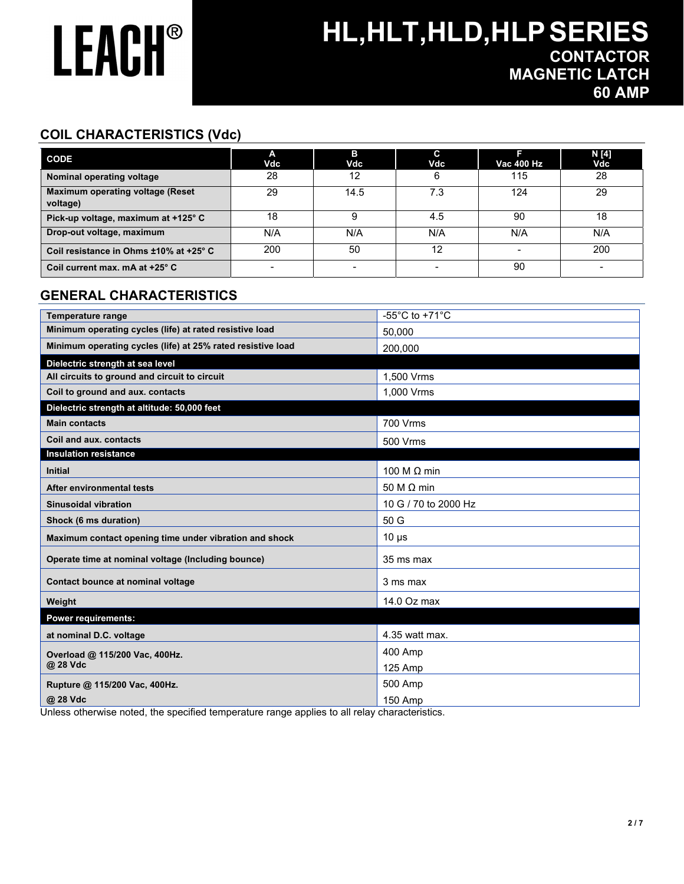# LEACH®

# HL,HLT,HLD,HLP SERIES

**CONTACTOR**
**MAGNETIC LATCH**
**60 AMP**

## COIL CHARACTERISTICS (Vdc)

| CODE | A Vdc | B Vdc | C Vdc | F Vac 400 Hz | N [4] Vdc |
|---|---|---|---|---|---|
| Nominal operating voltage | 28 | 12 | 6 | 115 | 28 |
| Maximum operating voltage (Reset voltage) | 29 | 14.5 | 7.3 | 124 | 29 |
| Pick-up voltage, maximum at +125° C | 18 | 9 | 4.5 | 90 | 18 |
| Drop-out voltage, maximum | N/A | N/A | N/A | N/A | N/A |
| Coil resistance in Ohms ±10% at +25° C | 200 | 50 | 12 | - | 200 |
| Coil current max. mA at +25° C | - | - | - | 90 | - |

## GENERAL CHARACTERISTICS

| | |
|---|---|
| Temperature range | -55°C to +71°C |
| Minimum operating cycles (life) at rated resistive load | 50,000 |
| Minimum operating cycles (life) at 25% rated resistive load | 200,000 |
| **Dielectric strength at sea level** | |
| All circuits to ground and circuit to circuit | 1,500 Vrms |
| Coil to ground and aux. contacts | 1,000 Vrms |
| **Dielectric strength at altitude: 50,000 feet** | |
| Main contacts | 700 Vrms |
| Coil and aux. contacts | 500 Vrms |
| **Insulation resistance** | |
| Initial | 100 M Ω min |
| After environmental tests | 50 M Ω min |
| Sinusoidal vibration | 10 G / 70 to 2000 Hz |
| Shock (6 ms duration) | 50 G |
| Maximum contact opening time under vibration and shock | 10 µs |
| Operate time at nominal voltage (Including bounce) | 35 ms max |
| Contact bounce at nominal voltage | 3 ms max |
| Weight | 14.0 Oz max |
| **Power requirements:** | |
| at nominal D.C. voltage | 4.35 watt max. |
| Overload @ 115/200 Vac, 400Hz. | 400 Amp |
| @ 28 Vdc | 125 Amp |
| Rupture @ 115/200 Vac, 400Hz. | 500 Amp |
| @ 28 Vdc | 150 Amp |

Unless otherwise noted, the specified temperature range applies to all relay characteristics.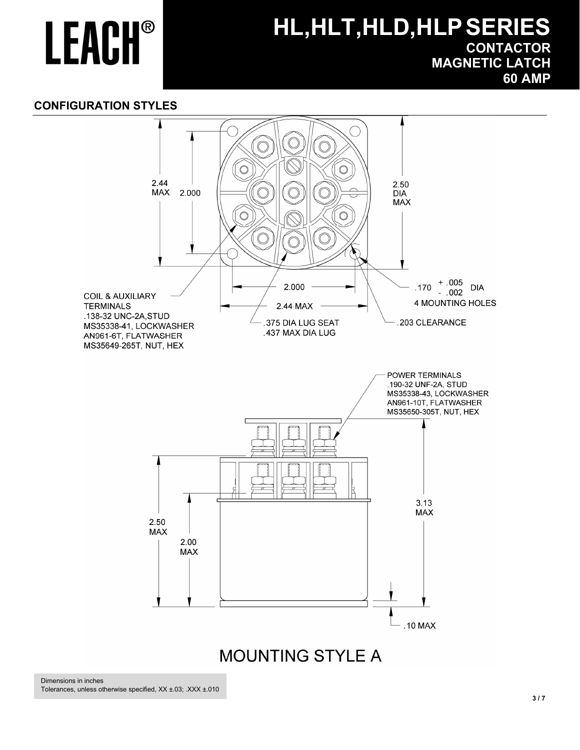# LEACH®

## HL,HLT,HLD,HLP SERIES

**CONTACTOR**
**MAGNETIC LATCH**
**60 AMP**

### CONFIGURATION STYLES

2.44 MAX

2.000

2.50 DIA MAX

2.000

2.44 MAX

.170 $^{+.005}_{-.002}$ DIA
4 MOUNTING HOLES

COIL & AUXILIARY TERMINALS
.138-32 UNC-2A,STUD
MS35338-41, LOCKWASHER
AN961-6T, FLATWASHER
MS35649-265T, NUT, HEX

.375 DIA LUG SEAT
.437 MAX DIA LUG

.203 CLEARANCE

POWER TERMINALS
.190-32 UNF-2A, STUD
MS35338-43, LOCKWASHER
AN961-10T, FLATWASHER
MS35650-305T, NUT, HEX

2.50 MAX

2.00 MAX

3.13 MAX

.10 MAX

MOUNTING STYLE A

Dimensions in inches
Tolerances, unless otherwise specified, XX ±.03; .XXX ±.010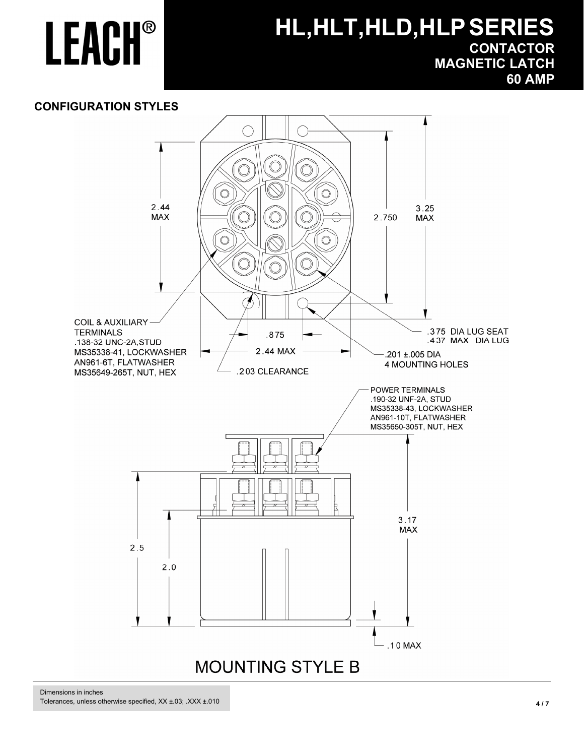# HL,HLT,HLD,HLP SERIES

## CONTACTOR
## MAGNETIC LATCH
## 60 AMP

### CONFIGURATION STYLES

2.44 MAX

3.25 MAX

2.750

COIL & AUXILIARY TERMINALS
.138-32 UNC-2A,STUD
MS35338-41, LOCKWASHER
AN961-6T, FLATWASHER
MS35649-265T, NUT, HEX

.875

2.44 MAX

.203 CLEARANCE

.375 DIA LUG SEAT
.437 MAX DIA LUG

.201 ±.005 DIA
4 MOUNTING HOLES

POWER TERMINALS
.190-32 UNF-2A, STUD
MS35338-43, LOCKWASHER
AN961-10T, FLATWASHER
MS35650-305T, NUT, HEX

3.17 MAX

2.5

2.0

.10 MAX

MOUNTING STYLE B

Dimensions in inches
Tolerances, unless otherwise specified, XX ±.03; .XXX ±.010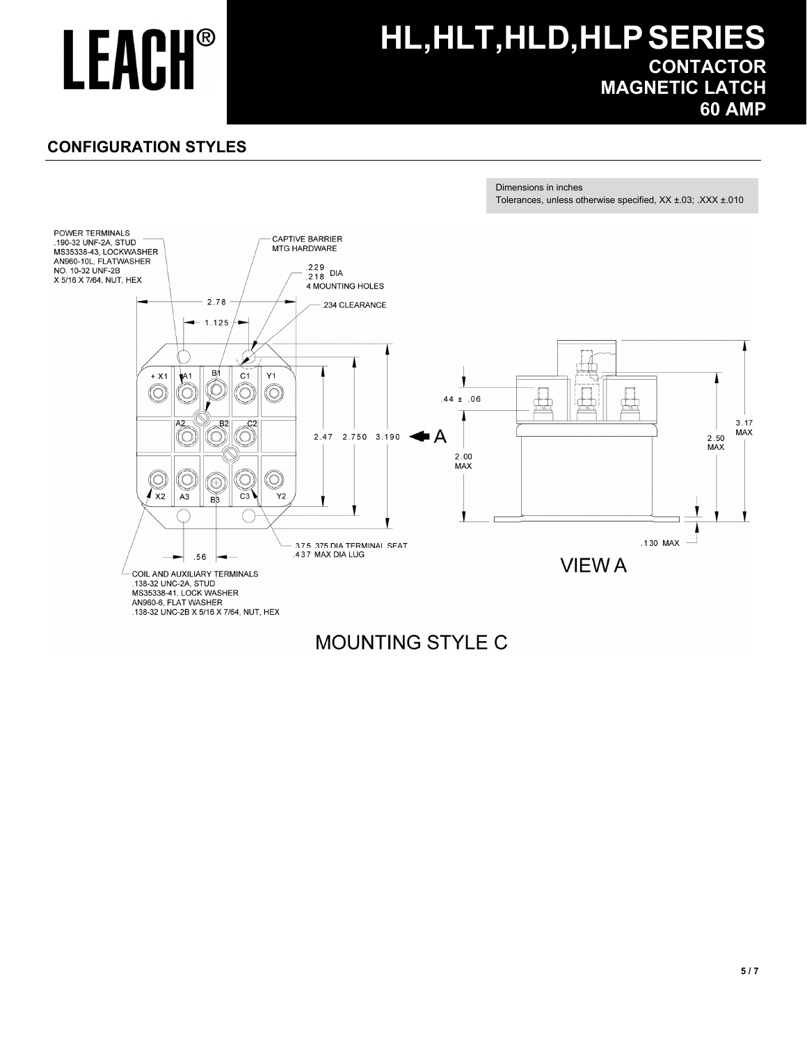# HL,HLT,HLD,HLP SERIES

## CONTACTOR
## MAGNETIC LATCH
## 60 AMP

## CONFIGURATION STYLES

Dimensions in inches
Tolerances, unless otherwise specified, XX ±.03; .XXX ±.010

POWER TERMINALS
.190-32 UNF-2A, STUD
MS35338-43, LOCKWASHER
AN960-10L, FLATWASHER
NO. 10-32 UNF-2B
X 5/16 X 7/64, NUT, HEX

CAPTIVE BARRIER
MTG HARDWARE

.229
.218 DIA
4 MOUNTING HOLES

.234 CLEARANCE

2.78

1.125

+ X1, A1, B1, C1, Y1, A2, B2, C2, X2, A3, B3, C3, Y2

2.47 2.750 3.190

A

.44 ± .06

2.00 MAX

2.50 MAX

3.17 MAX

.130 MAX

.375 .375 DIA TERMINAL SEAT
.437 MAX DIA LUG

.56

COIL AND AUXILIARY TERMINALS
.138-32 UNC-2A, STUD
MS35338-41, LOCK WASHER
AN960-6, FLAT WASHER
.138-32 UNC-2B X 5/16 X 7/64, NUT, HEX

VIEW A

MOUNTING STYLE C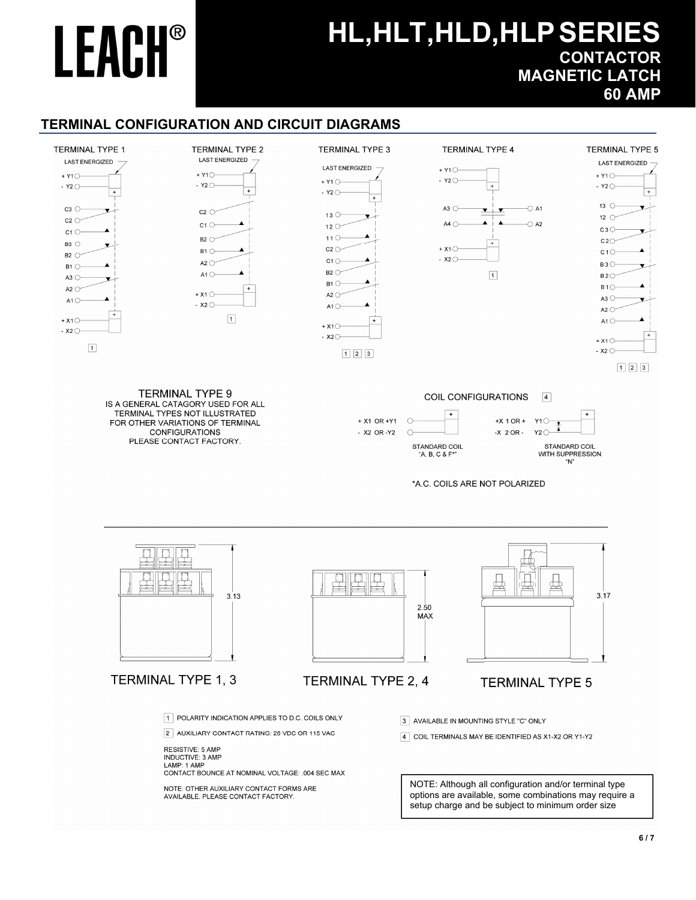# LEACH®

# HL,HLT,HLD,HLP SERIES

**CONTACTOR**
**MAGNETIC LATCH**
**60 AMP**

## TERMINAL CONFIGURATION AND CIRCUIT DIAGRAMS

TERMINAL TYPE 1

LAST ENERGIZED

+ Y1
- Y2
C3
C2
C1
B3
B2
B1
A3
A2
A1
+ X1
- X2

1

TERMINAL TYPE 2

LAST ENERGIZED

+ Y1
- Y2
C2
C1
B2
B1
A2
A1
+ X1
- X2

1

TERMINAL TYPE 3

LAST ENERGIZED

+ Y1
- Y2
13
12
11
C2
C1
B2
B1
A2
A1
+ X1
- X2

1 2 3

TERMINAL TYPE 4

+ Y1
- Y2
A3 A1
A4 A2
+ X1
- X2

1

TERMINAL TYPE 5

LAST ENERGIZED

+ Y1
- Y2
13
12
C3
C2
C1
B3
B2
B1
A3
A2
A1
+ X1
- X2

1 2 3

TERMINAL TYPE 9
IS A GENERAL CATAGORY USED FOR ALL TERMINAL TYPES NOT ILLUSTRATED FOR OTHER VARIATIONS OF TERMINAL CONFIGURATIONS PLEASE CONTACT FACTORY.

COIL CONFIGURATIONS 4

+ X1 OR +Y1
- X2 OR -Y2

STANDARD COIL
"A, B, C & F*"

+X 1 OR + Y1
-X 2 OR - Y2

STANDARD COIL
WITH SUPPRESSION
"N"

*A.C. COILS ARE NOT POLARIZED

3.13

TERMINAL TYPE 1, 3

2.50 MAX

TERMINAL TYPE 2, 4

3.17

TERMINAL TYPE 5

1 POLARITY INDICATION APPLIES TO D.C. COILS ONLY

2 AUXILIARY CONTACT RATING: 28 VDC OR 115 VAC

RESISTIVE: 5 AMP
INDUCTIVE: 3 AMP
LAMP: 1 AMP
CONTACT BOUNCE AT NOMINAL VOLTAGE: .004 SEC MAX

NOTE: OTHER AUXILIARY CONTACT FORMS ARE AVAILABLE. PLEASE CONTACT FACTORY.

3 AVAILABLE IN MOUNTING STYLE "C" ONLY

4 COIL TERMINALS MAY BE IDENTIFIED AS X1-X2 OR Y1-Y2

NOTE: Although all configuration and/or terminal type options are available, some combinations may require a setup charge and be subject to minimum order size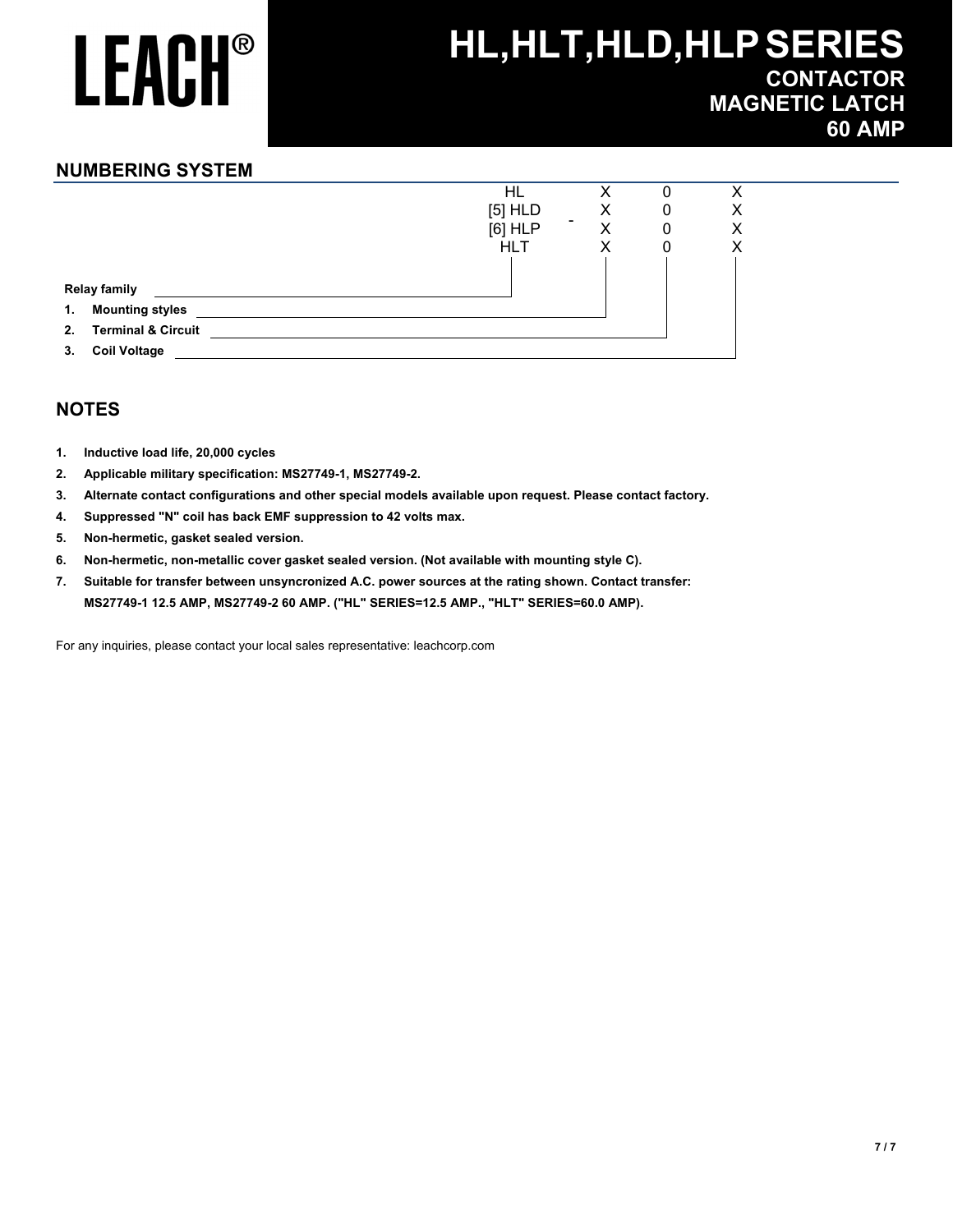# LEACH®

# HL,HLT,HLD,HLP SERIES

**CONTACTOR**
**MAGNETIC LATCH**
**60 AMP**

## NUMBERING SYSTEM

| | | | | |
|---|---|---|---|---|
| HL | | X | 0 | X |
| [5] HLD | - | X | 0 | X |
| [6] HLP | | X | 0 | X |
| HLT | | X | 0 | X |

**Relay family**

1. **Mounting styles**
2. **Terminal & Circuit**
3. **Coil Voltage**

## NOTES

1. **Inductive load life, 20,000 cycles**
2. **Applicable military specification: MS27749-1, MS27749-2.**
3. **Alternate contact configurations and other special models available upon request. Please contact factory.**
4. **Suppressed "N" coil has back EMF suppression to 42 volts max.**
5. **Non-hermetic, gasket sealed version.**
6. **Non-hermetic, non-metallic cover gasket sealed version. (Not available with mounting style C).**
7. **Suitable for transfer between unsyncronized A.C. power sources at the rating shown. Contact transfer: MS27749-1 12.5 AMP, MS27749-2 60 AMP. ("HL" SERIES=12.5 AMP., "HLT" SERIES=60.0 AMP).**

For any inquiries, please contact your local sales representative: leachcorp.com